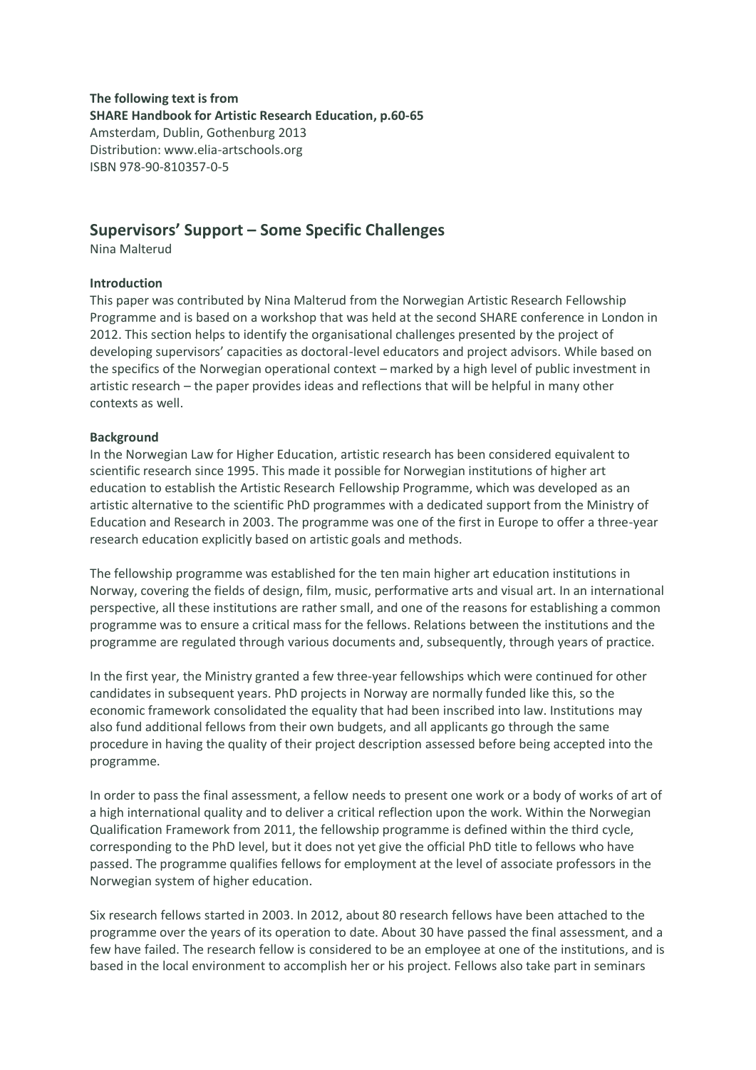**The following text is from**
**SHARE Handbook for Artistic Research Education, p.60-65**
Amsterdam, Dublin, Gothenburg 2013
Distribution: www.elia-artschools.org
ISBN 978-90-810357-0-5

## Supervisors' Support – Some Specific Challenges

Nina Malterud

**Introduction**

This paper was contributed by Nina Malterud from the Norwegian Artistic Research Fellowship Programme and is based on a workshop that was held at the second SHARE conference in London in 2012. This section helps to identify the organisational challenges presented by the project of developing supervisors' capacities as doctoral-level educators and project advisors. While based on the specifics of the Norwegian operational context – marked by a high level of public investment in artistic research – the paper provides ideas and reflections that will be helpful in many other contexts as well.

**Background**

In the Norwegian Law for Higher Education, artistic research has been considered equivalent to scientific research since 1995. This made it possible for Norwegian institutions of higher art education to establish the Artistic Research Fellowship Programme, which was developed as an artistic alternative to the scientific PhD programmes with a dedicated support from the Ministry of Education and Research in 2003. The programme was one of the first in Europe to offer a three-year research education explicitly based on artistic goals and methods.

The fellowship programme was established for the ten main higher art education institutions in Norway, covering the fields of design, film, music, performative arts and visual art. In an international perspective, all these institutions are rather small, and one of the reasons for establishing a common programme was to ensure a critical mass for the fellows. Relations between the institutions and the programme are regulated through various documents and, subsequently, through years of practice.

In the first year, the Ministry granted a few three-year fellowships which were continued for other candidates in subsequent years. PhD projects in Norway are normally funded like this, so the economic framework consolidated the equality that had been inscribed into law. Institutions may also fund additional fellows from their own budgets, and all applicants go through the same procedure in having the quality of their project description assessed before being accepted into the programme.

In order to pass the final assessment, a fellow needs to present one work or a body of works of art of a high international quality and to deliver a critical reflection upon the work. Within the Norwegian Qualification Framework from 2011, the fellowship programme is defined within the third cycle, corresponding to the PhD level, but it does not yet give the official PhD title to fellows who have passed. The programme qualifies fellows for employment at the level of associate professors in the Norwegian system of higher education.

Six research fellows started in 2003. In 2012, about 80 research fellows have been attached to the programme over the years of its operation to date. About 30 have passed the final assessment, and a few have failed. The research fellow is considered to be an employee at one of the institutions, and is based in the local environment to accomplish her or his project. Fellows also take part in seminars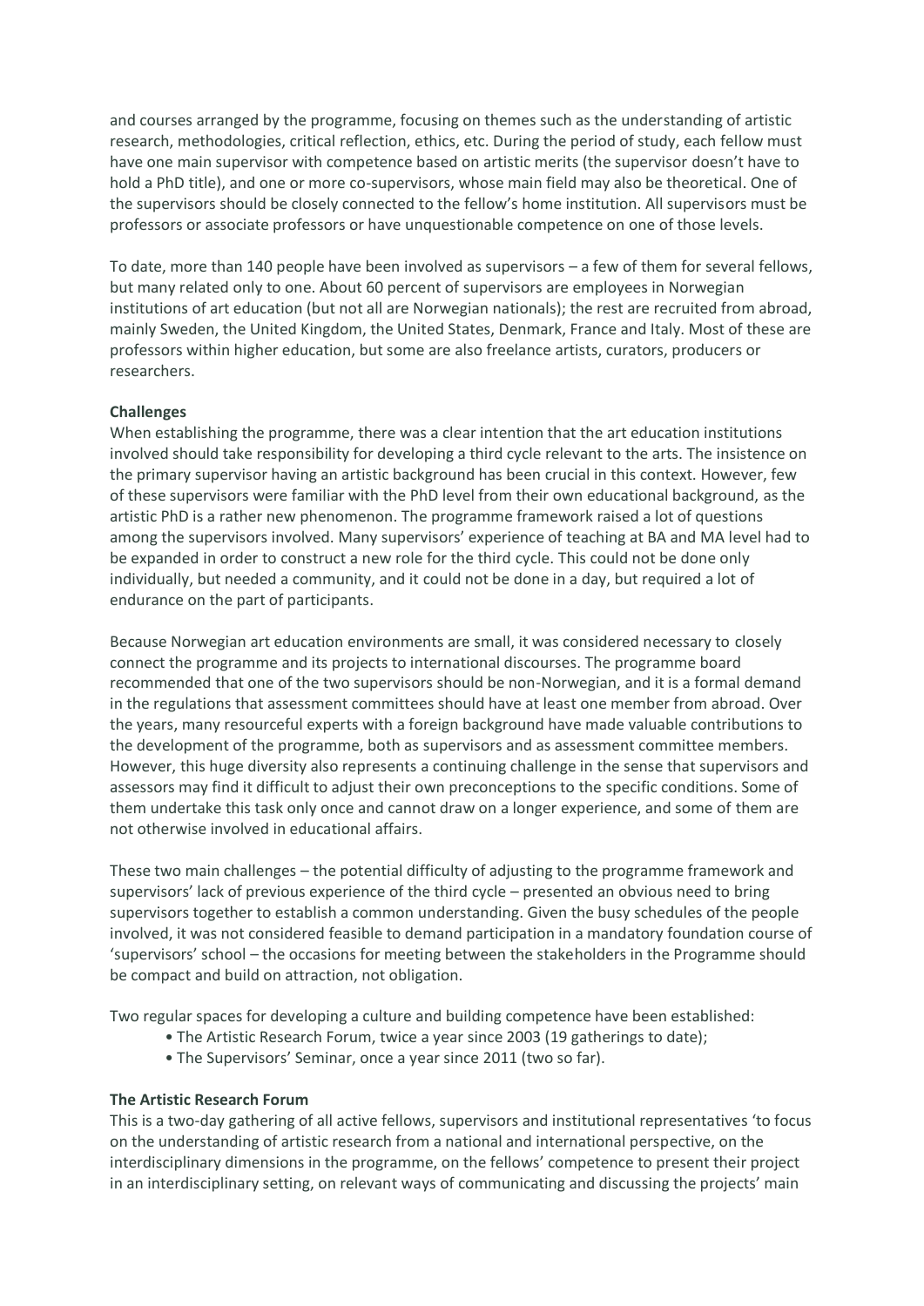and courses arranged by the programme, focusing on themes such as the understanding of artistic research, methodologies, critical reflection, ethics, etc. During the period of study, each fellow must have one main supervisor with competence based on artistic merits (the supervisor doesn't have to hold a PhD title), and one or more co-supervisors, whose main field may also be theoretical. One of the supervisors should be closely connected to the fellow's home institution. All supervisors must be professors or associate professors or have unquestionable competence on one of those levels.

To date, more than 140 people have been involved as supervisors – a few of them for several fellows, but many related only to one. About 60 percent of supervisors are employees in Norwegian institutions of art education (but not all are Norwegian nationals); the rest are recruited from abroad, mainly Sweden, the United Kingdom, the United States, Denmark, France and Italy. Most of these are professors within higher education, but some are also freelance artists, curators, producers or researchers.

**Challenges**

When establishing the programme, there was a clear intention that the art education institutions involved should take responsibility for developing a third cycle relevant to the arts. The insistence on the primary supervisor having an artistic background has been crucial in this context. However, few of these supervisors were familiar with the PhD level from their own educational background, as the artistic PhD is a rather new phenomenon. The programme framework raised a lot of questions among the supervisors involved. Many supervisors' experience of teaching at BA and MA level had to be expanded in order to construct a new role for the third cycle. This could not be done only individually, but needed a community, and it could not be done in a day, but required a lot of endurance on the part of participants.

Because Norwegian art education environments are small, it was considered necessary to closely connect the programme and its projects to international discourses. The programme board recommended that one of the two supervisors should be non-Norwegian, and it is a formal demand in the regulations that assessment committees should have at least one member from abroad. Over the years, many resourceful experts with a foreign background have made valuable contributions to the development of the programme, both as supervisors and as assessment committee members. However, this huge diversity also represents a continuing challenge in the sense that supervisors and assessors may find it difficult to adjust their own preconceptions to the specific conditions. Some of them undertake this task only once and cannot draw on a longer experience, and some of them are not otherwise involved in educational affairs.

These two main challenges – the potential difficulty of adjusting to the programme framework and supervisors' lack of previous experience of the third cycle – presented an obvious need to bring supervisors together to establish a common understanding. Given the busy schedules of the people involved, it was not considered feasible to demand participation in a mandatory foundation course of 'supervisors' school – the occasions for meeting between the stakeholders in the Programme should be compact and build on attraction, not obligation.

Two regular spaces for developing a culture and building competence have been established:

- The Artistic Research Forum, twice a year since 2003 (19 gatherings to date);
- The Supervisors' Seminar, once a year since 2011 (two so far).

**The Artistic Research Forum**

This is a two-day gathering of all active fellows, supervisors and institutional representatives 'to focus on the understanding of artistic research from a national and international perspective, on the interdisciplinary dimensions in the programme, on the fellows' competence to present their project in an interdisciplinary setting, on relevant ways of communicating and discussing the projects' main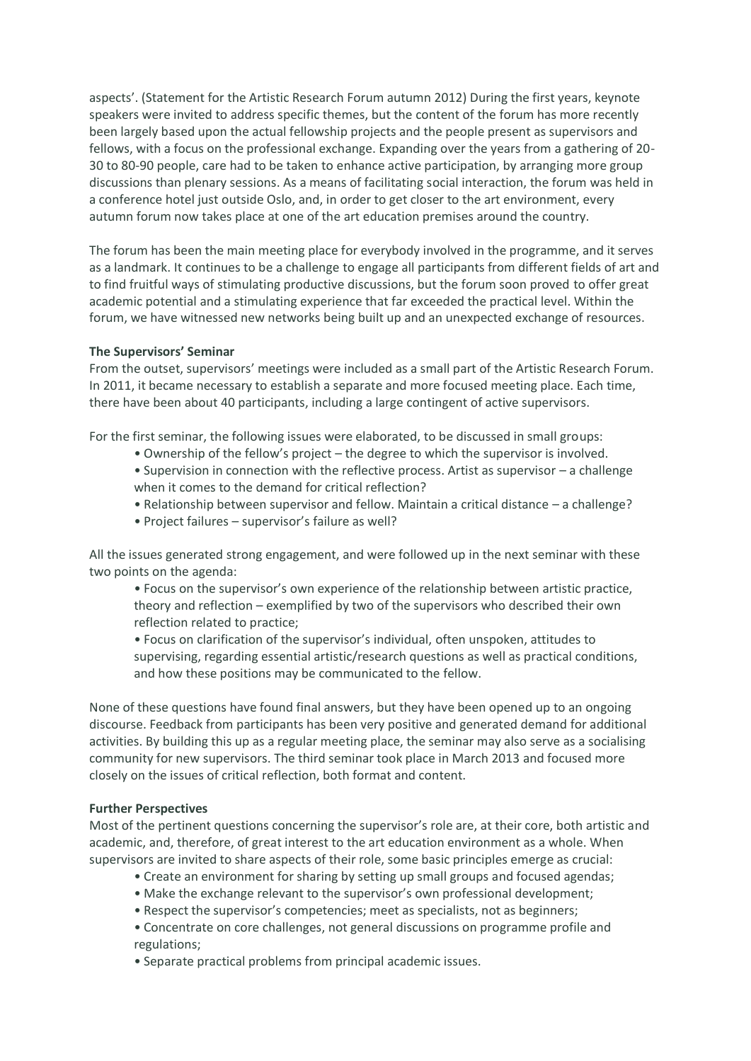aspects'. (Statement for the Artistic Research Forum autumn 2012) During the first years, keynote speakers were invited to address specific themes, but the content of the forum has more recently been largely based upon the actual fellowship projects and the people present as supervisors and fellows, with a focus on the professional exchange. Expanding over the years from a gathering of 20-30 to 80-90 people, care had to be taken to enhance active participation, by arranging more group discussions than plenary sessions. As a means of facilitating social interaction, the forum was held in a conference hotel just outside Oslo, and, in order to get closer to the art environment, every autumn forum now takes place at one of the art education premises around the country.

The forum has been the main meeting place for everybody involved in the programme, and it serves as a landmark. It continues to be a challenge to engage all participants from different fields of art and to find fruitful ways of stimulating productive discussions, but the forum soon proved to offer great academic potential and a stimulating experience that far exceeded the practical level. Within the forum, we have witnessed new networks being built up and an unexpected exchange of resources.

**The Supervisors' Seminar**

From the outset, supervisors' meetings were included as a small part of the Artistic Research Forum. In 2011, it became necessary to establish a separate and more focused meeting place. Each time, there have been about 40 participants, including a large contingent of active supervisors.

For the first seminar, the following issues were elaborated, to be discussed in small groups:

- Ownership of the fellow's project – the degree to which the supervisor is involved.
- Supervision in connection with the reflective process. Artist as supervisor – a challenge when it comes to the demand for critical reflection?
- Relationship between supervisor and fellow. Maintain a critical distance – a challenge?
- Project failures – supervisor's failure as well?

All the issues generated strong engagement, and were followed up in the next seminar with these two points on the agenda:

- Focus on the supervisor's own experience of the relationship between artistic practice, theory and reflection – exemplified by two of the supervisors who described their own reflection related to practice;
- Focus on clarification of the supervisor's individual, often unspoken, attitudes to supervising, regarding essential artistic/research questions as well as practical conditions, and how these positions may be communicated to the fellow.

None of these questions have found final answers, but they have been opened up to an ongoing discourse. Feedback from participants has been very positive and generated demand for additional activities. By building this up as a regular meeting place, the seminar may also serve as a socialising community for new supervisors. The third seminar took place in March 2013 and focused more closely on the issues of critical reflection, both format and content.

**Further Perspectives**

Most of the pertinent questions concerning the supervisor's role are, at their core, both artistic and academic, and, therefore, of great interest to the art education environment as a whole. When supervisors are invited to share aspects of their role, some basic principles emerge as crucial:

- Create an environment for sharing by setting up small groups and focused agendas;
- Make the exchange relevant to the supervisor's own professional development;
- Respect the supervisor's competencies; meet as specialists, not as beginners;
- Concentrate on core challenges, not general discussions on programme profile and regulations;
- Separate practical problems from principal academic issues.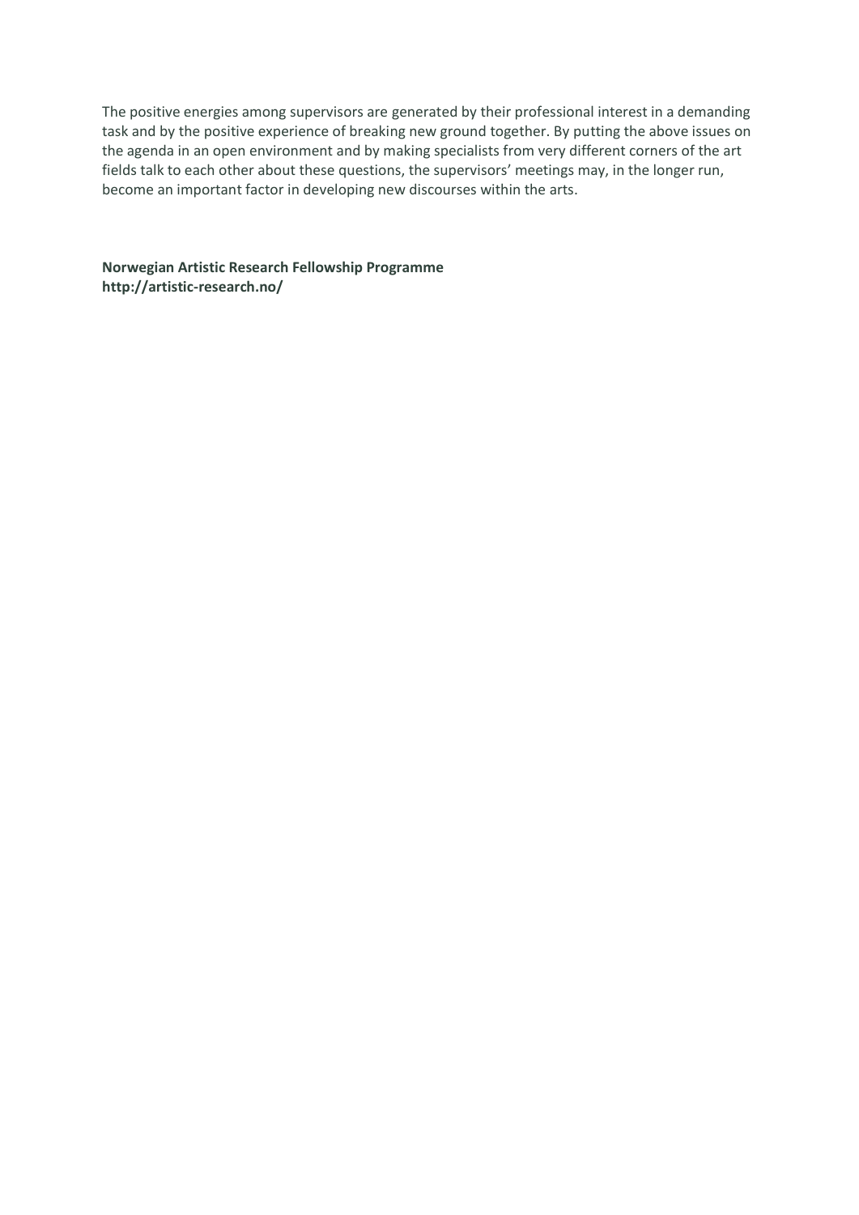The positive energies among supervisors are generated by their professional interest in a demanding task and by the positive experience of breaking new ground together. By putting the above issues on the agenda in an open environment and by making specialists from very different corners of the art fields talk to each other about these questions, the supervisors' meetings may, in the longer run, become an important factor in developing new discourses within the arts.

**Norwegian Artistic Research Fellowship Programme**
**http://artistic-research.no/**